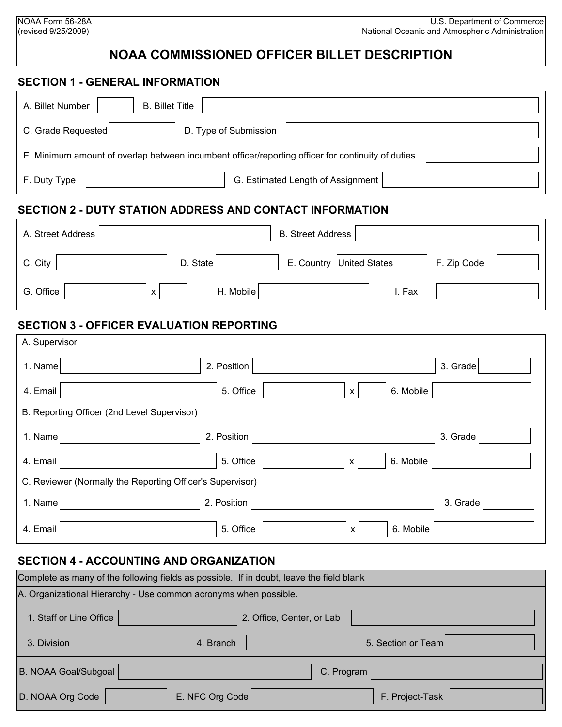NOAA Form 56-28A
(revised 9/25/2009)

U.S. Department of Commerce
National Oceanic and Atmospheric Administration

# NOAA COMMISSIONED OFFICER BILLET DESCRIPTION

## SECTION 1 - GENERAL INFORMATION

A. Billet Number ______ B. Billet Title ______

C. Grade Requested ______ D. Type of Submission ______

E. Minimum amount of overlap between incumbent officer/reporting officer for continuity of duties ______

F. Duty Type ______ G. Estimated Length of Assignment ______

## SECTION 2 - DUTY STATION ADDRESS AND CONTACT INFORMATION

A. Street Address ______ B. Street Address ______

C. City ______ D. State ______ E. Country United States F. Zip Code ______

G. Office ______ x ______ H. Mobile ______ I. Fax ______

## SECTION 3 - OFFICER EVALUATION REPORTING

A. Supervisor

1. Name ______ 2. Position ______ 3. Grade ______

4. Email ______ 5. Office ______ x ______ 6. Mobile ______

B. Reporting Officer (2nd Level Supervisor)

1. Name ______ 2. Position ______ 3. Grade ______

4. Email ______ 5. Office ______ x ______ 6. Mobile ______

C. Reviewer (Normally the Reporting Officer's Supervisor)

1. Name ______ 2. Position ______ 3. Grade ______

4. Email ______ 5. Office ______ x ______ 6. Mobile ______

## SECTION 4 - ACCOUNTING AND ORGANIZATION

Complete as many of the following fields as possible. If in doubt, leave the field blank

A. Organizational Hierarchy - Use common acronyms when possible.

1. Staff or Line Office ______ 2. Office, Center, or Lab ______

3. Division ______ 4. Branch ______ 5. Section or Team ______

B. NOAA Goal/Subgoal ______ C. Program ______

D. NOAA Org Code ______ E. NFC Org Code ______ F. Project-Task ______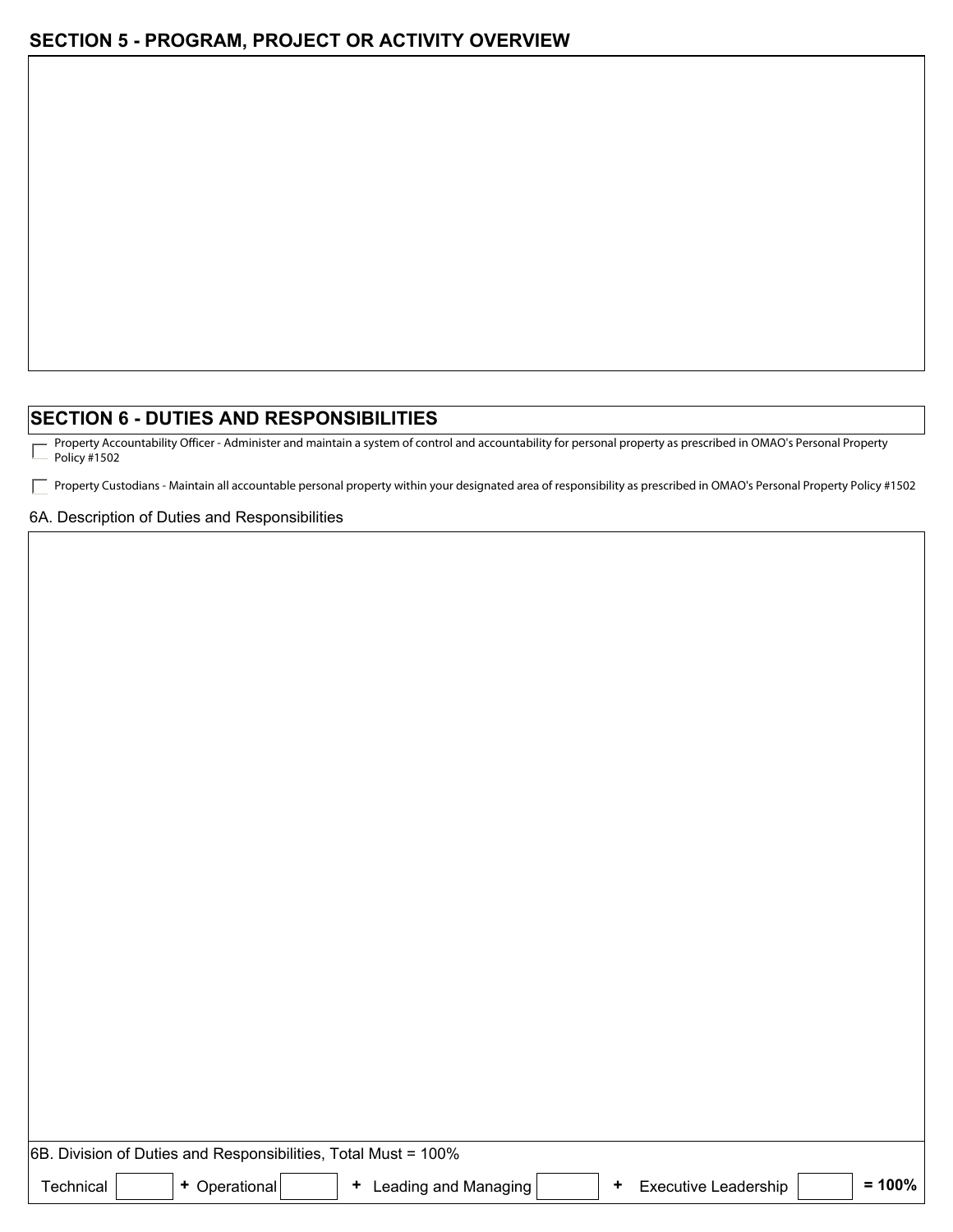## SECTION 5 - PROGRAM, PROJECT OR ACTIVITY OVERVIEW

## SECTION 6 - DUTIES AND RESPONSIBILITIES

☐ Property Accountability Officer - Administer and maintain a system of control and accountability for personal property as prescribed in OMAO's Personal Property Policy #1502

☐ Property Custodians - Maintain all accountable personal property within your designated area of responsibility as prescribed in OMAO's Personal Property Policy #1502

6A. Description of Duties and Responsibilities

6B. Division of Duties and Responsibilities, Total Must = 100%

Technical ______ + Operational ______ + Leading and Managing ______ + Executive Leadership ______ **= 100%**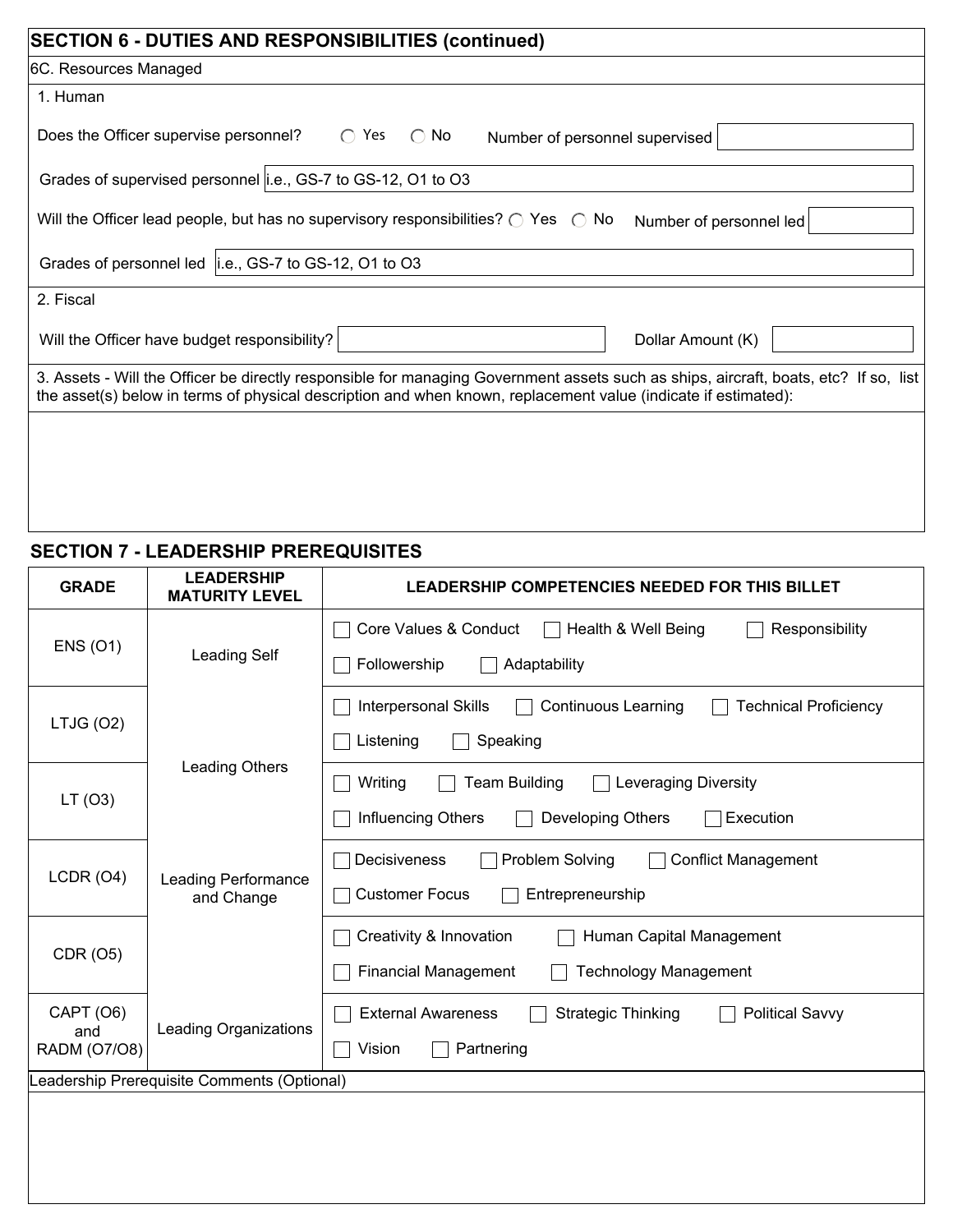## SECTION 6 - DUTIES AND RESPONSIBILITIES (continued)

6C. Resources Managed

1. Human

Does the Officer supervise personnel? ◯ Yes ◯ No    Number of personnel supervised [ ]

Grades of supervised personnel [i.e., GS-7 to GS-12, O1 to O3]

Will the Officer lead people, but has no supervisory responsibilities? ◯ Yes ◯ No    Number of personnel led [ ]

Grades of personnel led [i.e., GS-7 to GS-12, O1 to O3]

2. Fiscal

Will the Officer have budget responsibility? [ ]    Dollar Amount (K) [ ]

3. Assets - Will the Officer be directly responsible for managing Government assets such as ships, aircraft, boats, etc? If so, list the asset(s) below in terms of physical description and when known, replacement value (indicate if estimated):

## SECTION 7 - LEADERSHIP PREREQUISITES

| GRADE | LEADERSHIP MATURITY LEVEL | LEADERSHIP COMPETENCIES NEEDED FOR THIS BILLET |
|---|---|---|
| ENS (O1) | Leading Self | ☐ Core Values & Conduct ☐ Health & Well Being ☐ Responsibility ☐ Followership ☐ Adaptability |
| LTJG (O2) | Leading Others | ☐ Interpersonal Skills ☐ Continuous Learning ☐ Technical Proficiency ☐ Listening ☐ Speaking |
| LT (O3) | | ☐ Writing ☐ Team Building ☐ Leveraging Diversity ☐ Influencing Others ☐ Developing Others ☐ Execution |
| LCDR (O4) | Leading Performance and Change | ☐ Decisiveness ☐ Problem Solving ☐ Conflict Management ☐ Customer Focus ☐ Entrepreneurship |
| CDR (O5) | | ☐ Creativity & Innovation ☐ Human Capital Management ☐ Financial Management ☐ Technology Management |
| CAPT (O6) and RADM (O7/O8) | Leading Organizations | ☐ External Awareness ☐ Strategic Thinking ☐ Political Savvy ☐ Vision ☐ Partnering |

Leadership Prerequisite Comments (Optional)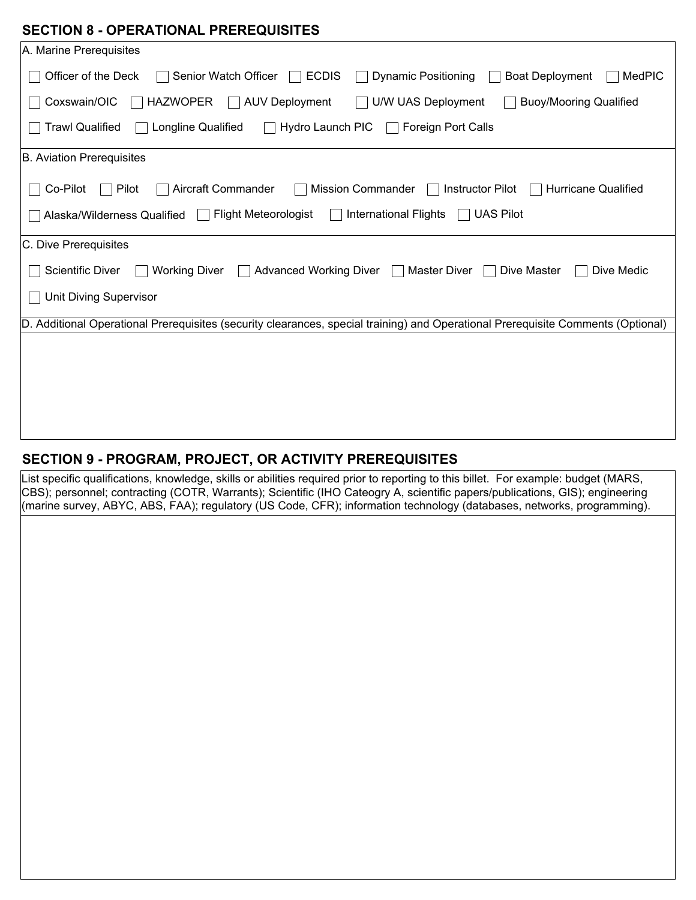## SECTION 8 - OPERATIONAL PREREQUISITES

A. Marine Prerequisites

☐ Officer of the Deck ☐ Senior Watch Officer ☐ ECDIS ☐ Dynamic Positioning ☐ Boat Deployment ☐ MedPIC

☐ Coxswain/OIC ☐ HAZWOPER ☐ AUV Deployment ☐ U/W UAS Deployment ☐ Buoy/Mooring Qualified

☐ Trawl Qualified ☐ Longline Qualified ☐ Hydro Launch PIC ☐ Foreign Port Calls

B. Aviation Prerequisites

☐ Co-Pilot ☐ Pilot ☐ Aircraft Commander ☐ Mission Commander ☐ Instructor Pilot ☐ Hurricane Qualified

☐ Alaska/Wilderness Qualified ☐ Flight Meteorologist ☐ International Flights ☐ UAS Pilot

C. Dive Prerequisites

☐ Scientific Diver ☐ Working Diver ☐ Advanced Working Diver ☐ Master Diver ☐ Dive Master ☐ Dive Medic

☐ Unit Diving Supervisor

D. Additional Operational Prerequisites (security clearances, special training) and Operational Prerequisite Comments (Optional)

## SECTION 9 - PROGRAM, PROJECT, OR ACTIVITY PREREQUISITES

List specific qualifications, knowledge, skills or abilities required prior to reporting to this billet. For example: budget (MARS, CBS); personnel; contracting (COTR, Warrants); Scientific (IHO Cateogry A, scientific papers/publications, GIS); engineering (marine survey, ABYC, ABS, FAA); regulatory (US Code, CFR); information technology (databases, networks, programming).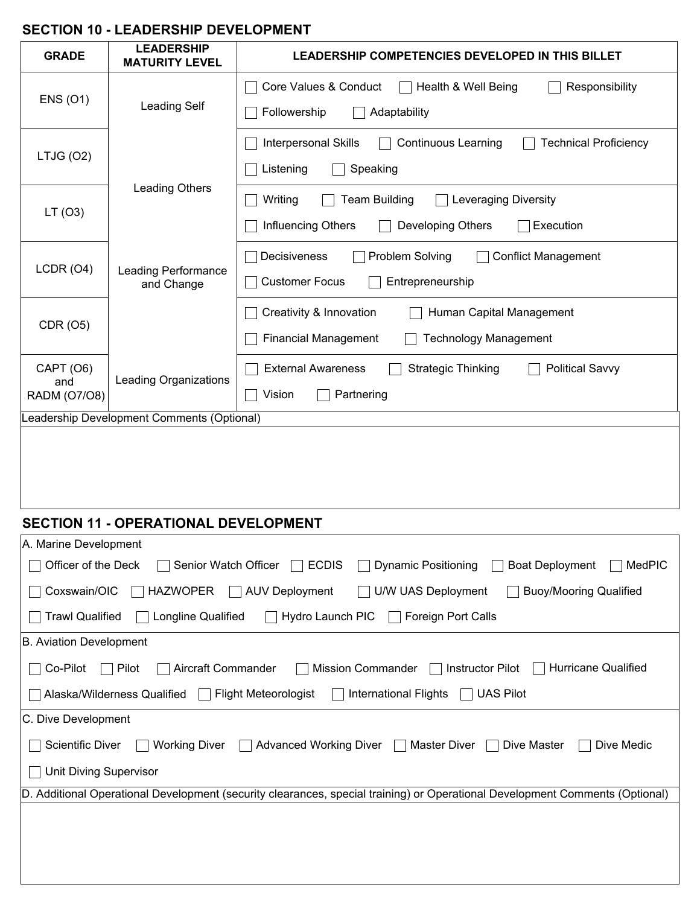## SECTION 10 - LEADERSHIP DEVELOPMENT

| GRADE | LEADERSHIP MATURITY LEVEL | LEADERSHIP COMPETENCIES DEVELOPED IN THIS BILLET |
|---|---|---|
| ENS (O1) | Leading Self | ☐ Core Values & Conduct ☐ Health & Well Being ☐ Responsibility ☐ Followership ☐ Adaptability |
| LTJG (O2) | Leading Others | ☐ Interpersonal Skills ☐ Continuous Learning ☐ Technical Proficiency ☐ Listening ☐ Speaking |
| LT (O3) | | ☐ Writing ☐ Team Building ☐ Leveraging Diversity ☐ Influencing Others ☐ Developing Others ☐ Execution |
| LCDR (O4) | Leading Performance and Change | ☐ Decisiveness ☐ Problem Solving ☐ Conflict Management ☐ Customer Focus ☐ Entrepreneurship |
| CDR (O5) | | ☐ Creativity & Innovation ☐ Human Capital Management ☐ Financial Management ☐ Technology Management |
| CAPT (O6) and RADM (O7/O8) | Leading Organizations | ☐ External Awareness ☐ Strategic Thinking ☐ Political Savvy ☐ Vision ☐ Partnering |

Leadership Development Comments (Optional)

## SECTION 11 - OPERATIONAL DEVELOPMENT

**A. Marine Development**

☐ Officer of the Deck ☐ Senior Watch Officer ☐ ECDIS ☐ Dynamic Positioning ☐ Boat Deployment ☐ MedPIC

☐ Coxswain/OIC ☐ HAZWOPER ☐ AUV Deployment ☐ U/W UAS Deployment ☐ Buoy/Mooring Qualified

☐ Trawl Qualified ☐ Longline Qualified ☐ Hydro Launch PIC ☐ Foreign Port Calls

**B. Aviation Development**

☐ Co-Pilot ☐ Pilot ☐ Aircraft Commander ☐ Mission Commander ☐ Instructor Pilot ☐ Hurricane Qualified

☐ Alaska/Wilderness Qualified ☐ Flight Meteorologist ☐ International Flights ☐ UAS Pilot

**C. Dive Development**

☐ Scientific Diver ☐ Working Diver ☐ Advanced Working Diver ☐ Master Diver ☐ Dive Master ☐ Dive Medic

☐ Unit Diving Supervisor

**D. Additional Operational Development (security clearances, special training) or Operational Development Comments (Optional)**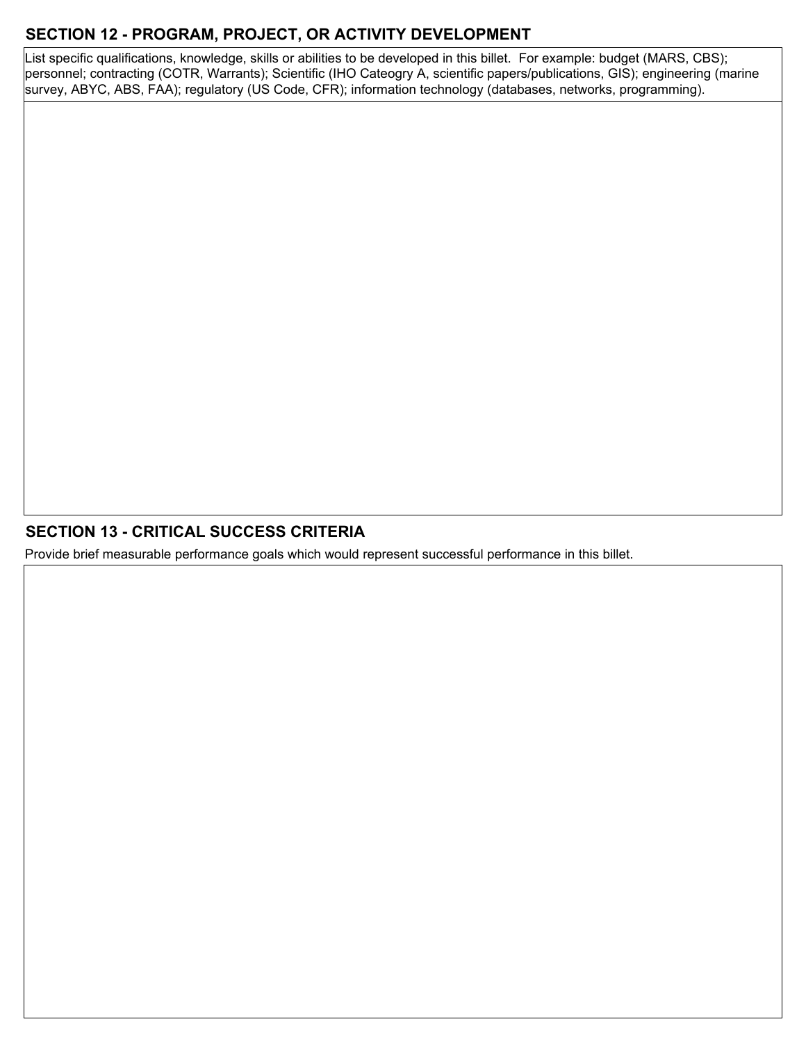## SECTION 12 - PROGRAM, PROJECT, OR ACTIVITY DEVELOPMENT

List specific qualifications, knowledge, skills or abilities to be developed in this billet. For example: budget (MARS, CBS); personnel; contracting (COTR, Warrants); Scientific (IHO Cateogry A, scientific papers/publications, GIS); engineering (marine survey, ABYC, ABS, FAA); regulatory (US Code, CFR); information technology (databases, networks, programming).

## SECTION 13 - CRITICAL SUCCESS CRITERIA

Provide brief measurable performance goals which would represent successful performance in this billet.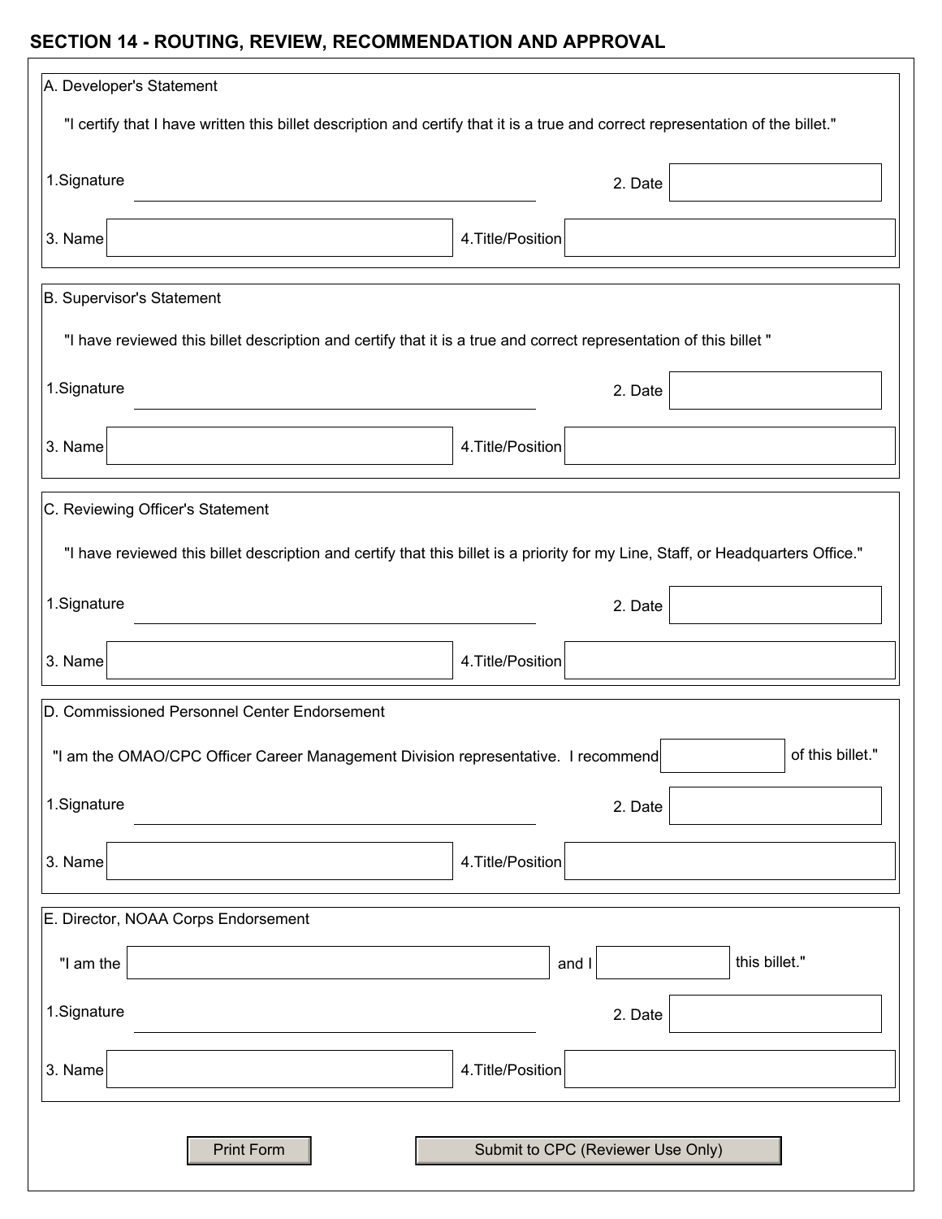## SECTION 14 - ROUTING, REVIEW, RECOMMENDATION AND APPROVAL

### A. Developer's Statement

"I certify that I have written this billet description and certify that it is a true and correct representation of the billet."

1.Signature ______________________ 2. Date ______

3. Name ______ 4.Title/Position ______

### B. Supervisor's Statement

"I have reviewed this billet description and certify that it is a true and correct representation of this billet "

1.Signature ______________________ 2. Date ______

3. Name ______ 4.Title/Position ______

### C. Reviewing Officer's Statement

"I have reviewed this billet description and certify that this billet is a priority for my Line, Staff, or Headquarters Office."

1.Signature ______________________ 2. Date ______

3. Name ______ 4.Title/Position ______

### D. Commissioned Personnel Center Endorsement

"I am the OMAO/CPC Officer Career Management Division representative. I recommend ______ of this billet."

1.Signature ______________________ 2. Date ______

3. Name ______ 4.Title/Position ______

### E. Director, NOAA Corps Endorsement

"I am the ______ and I ______ this billet."

1.Signature ______________________ 2. Date ______

3. Name ______ 4.Title/Position ______

Print Form | Submit to CPC (Reviewer Use Only)